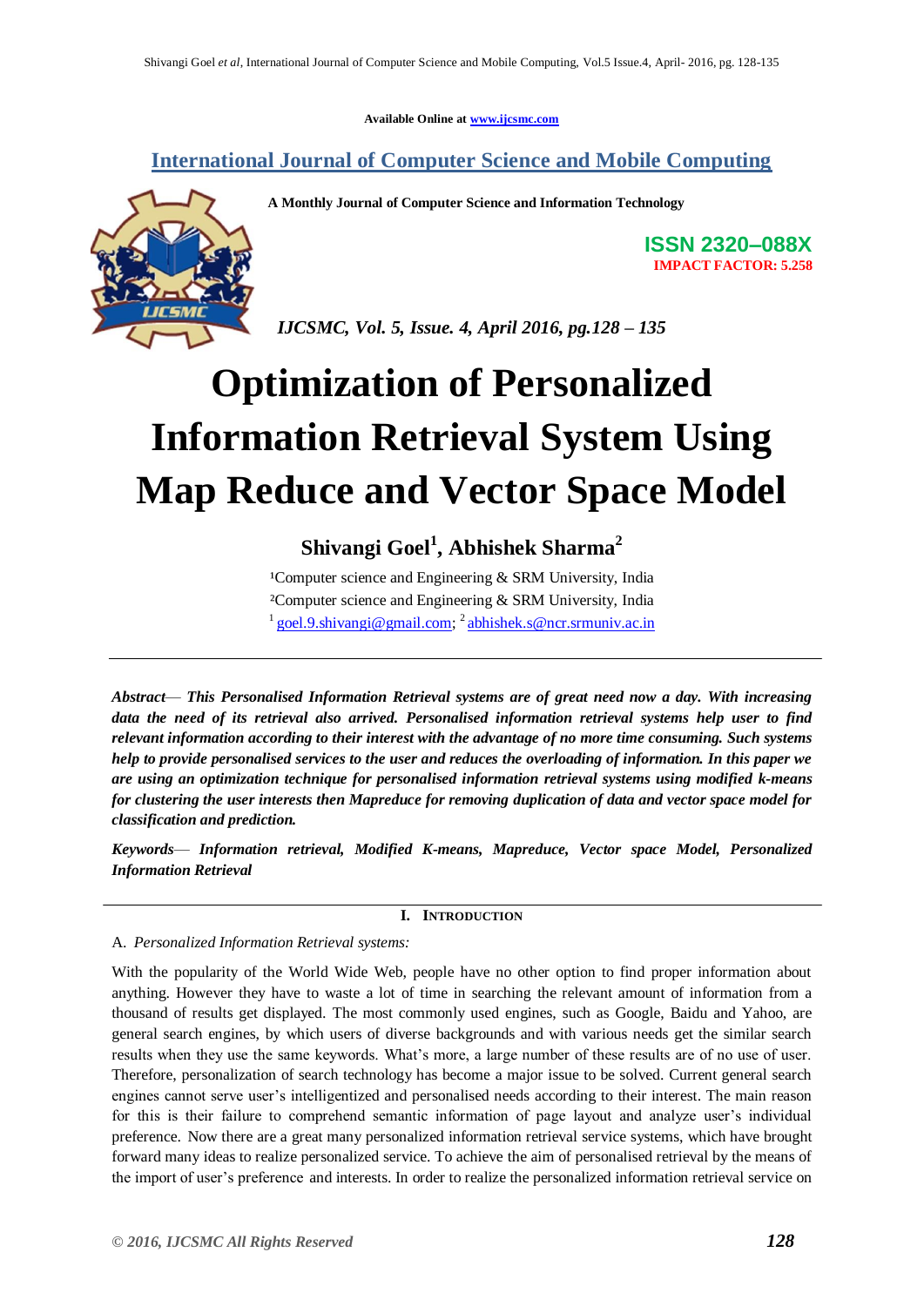Available Online at www.ijcsmc.com

**International Journal of Computer Science and Mobile Computing**

**A Monthly Journal of Computer Science and Information Technology**

**ISSN 2320–088X**
**IMPACT FACTOR: 5.258**

*IJCSMC, Vol. 5, Issue. 4, April 2016, pg.128 – 135*

# Optimization of Personalized Information Retrieval System Using Map Reduce and Vector Space Model

**Shivangi Goel[1], Abhishek Sharma[2]**

[1]Computer science and Engineering & SRM University, India
[2]Computer science and Engineering & SRM University, India
[1] goel.9.shivangi@gmail.com; [2] abhishek.s@ncr.srmuniv.ac.in

***Abstract*— *This Personalised Information Retrieval systems are of great need now a day. With increasing data the need of its retrieval also arrived. Personalised information retrieval systems help user to find relevant information according to their interest with the advantage of no more time consuming. Such systems help to provide personalised services to the user and reduces the overloading of information. In this paper we are using an optimization technique for personalised information retrieval systems using modified k-means for clustering the user interests then Mapreduce for removing duplication of data and vector space model for classification and prediction.***

***Keywords*— *Information retrieval, Modified K-means, Mapreduce, Vector space Model, Personalized Information Retrieval***

## I. Introduction

### A. *Personalized Information Retrieval systems:*

With the popularity of the World Wide Web, people have no other option to find proper information about anything. However they have to waste a lot of time in searching the relevant amount of information from a thousand of results get displayed. The most commonly used engines, such as Google, Baidu and Yahoo, are general search engines, by which users of diverse backgrounds and with various needs get the similar search results when they use the same keywords. What's more, a large number of these results are of no use of user. Therefore, personalization of search technology has become a major issue to be solved. Current general search engines cannot serve user's intelligentized and personalised needs according to their interest. The main reason for this is their failure to comprehend semantic information of page layout and analyze user's individual preference. Now there are a great many personalized information retrieval service systems, which have brought forward many ideas to realize personalized service. To achieve the aim of personalised retrieval by the means of the import of user's preference and interests. In order to realize the personalized information retrieval service on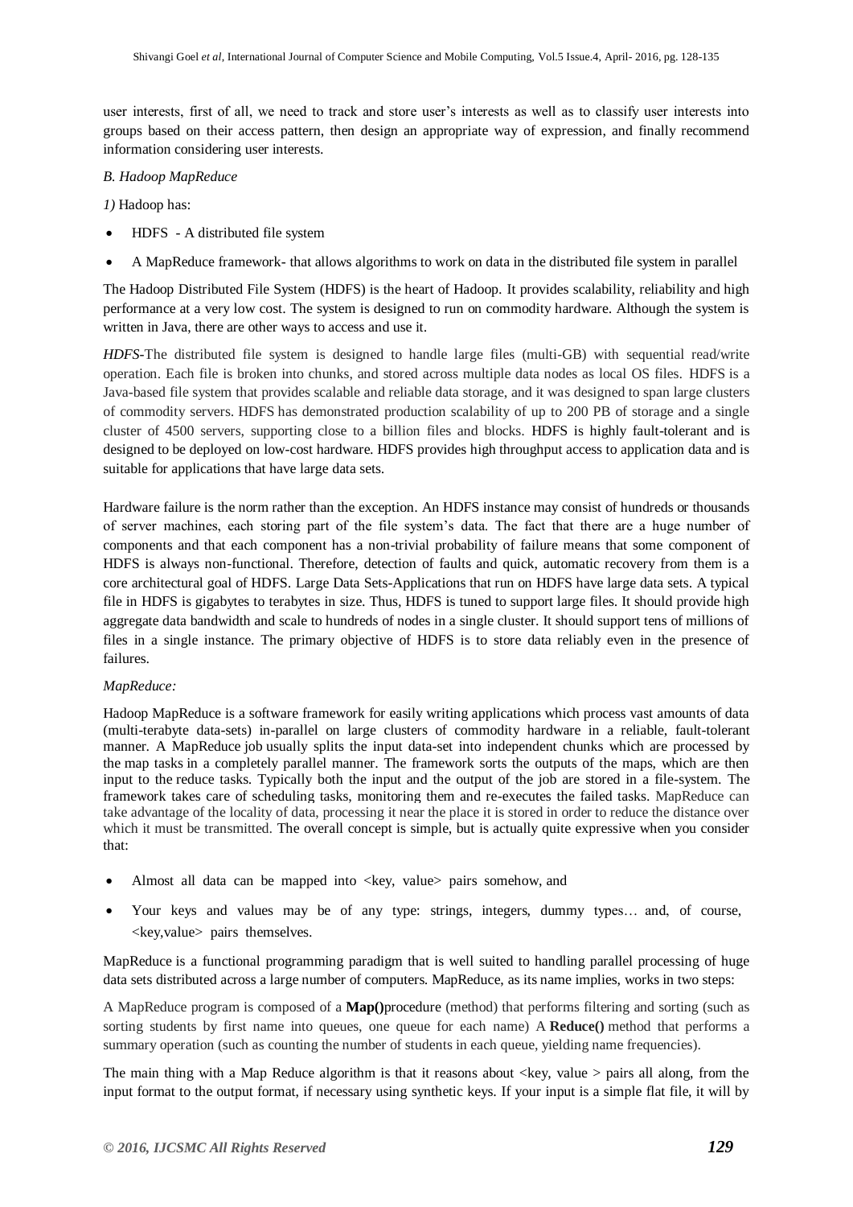user interests, first of all, we need to track and store user's interests as well as to classify user interests into groups based on their access pattern, then design an appropriate way of expression, and finally recommend information considering user interests.

*B. Hadoop MapReduce*

*1)* Hadoop has:

- HDFS - A distributed file system
- A MapReduce framework- that allows algorithms to work on data in the distributed file system in parallel

The Hadoop Distributed File System (HDFS) is the heart of Hadoop. It provides scalability, reliability and high performance at a very low cost. The system is designed to run on commodity hardware. Although the system is written in Java, there are other ways to access and use it.

*HDFS*-The distributed file system is designed to handle large files (multi-GB) with sequential read/write operation. Each file is broken into chunks, and stored across multiple data nodes as local OS files. HDFS is a Java-based file system that provides scalable and reliable data storage, and it was designed to span large clusters of commodity servers. HDFS has demonstrated production scalability of up to 200 PB of storage and a single cluster of 4500 servers, supporting close to a billion files and blocks. HDFS is highly fault-tolerant and is designed to be deployed on low-cost hardware. HDFS provides high throughput access to application data and is suitable for applications that have large data sets.

Hardware failure is the norm rather than the exception. An HDFS instance may consist of hundreds or thousands of server machines, each storing part of the file system's data. The fact that there are a huge number of components and that each component has a non-trivial probability of failure means that some component of HDFS is always non-functional. Therefore, detection of faults and quick, automatic recovery from them is a core architectural goal of HDFS. Large Data Sets-Applications that run on HDFS have large data sets. A typical file in HDFS is gigabytes to terabytes in size. Thus, HDFS is tuned to support large files. It should provide high aggregate data bandwidth and scale to hundreds of nodes in a single cluster. It should support tens of millions of files in a single instance. The primary objective of HDFS is to store data reliably even in the presence of failures.

*MapReduce:*

Hadoop MapReduce is a software framework for easily writing applications which process vast amounts of data (multi-terabyte data-sets) in-parallel on large clusters of commodity hardware in a reliable, fault-tolerant manner. A MapReduce job usually splits the input data-set into independent chunks which are processed by the map tasks in a completely parallel manner. The framework sorts the outputs of the maps, which are then input to the reduce tasks. Typically both the input and the output of the job are stored in a file-system. The framework takes care of scheduling tasks, monitoring them and re-executes the failed tasks. MapReduce can take advantage of the locality of data, processing it near the place it is stored in order to reduce the distance over which it must be transmitted. The overall concept is simple, but is actually quite expressive when you consider that:

- Almost all data can be mapped into <key, value> pairs somehow, and
- Your keys and values may be of any type: strings, integers, dummy types… and, of course, <key,value> pairs themselves.

MapReduce is a functional programming paradigm that is well suited to handling parallel processing of huge data sets distributed across a large number of computers. MapReduce, as its name implies, works in two steps:

A MapReduce program is composed of a **Map()**procedure (method) that performs filtering and sorting (such as sorting students by first name into queues, one queue for each name) A **Reduce()** method that performs a summary operation (such as counting the number of students in each queue, yielding name frequencies).

The main thing with a Map Reduce algorithm is that it reasons about <key, value > pairs all along, from the input format to the output format, if necessary using synthetic keys. If your input is a simple flat file, it will by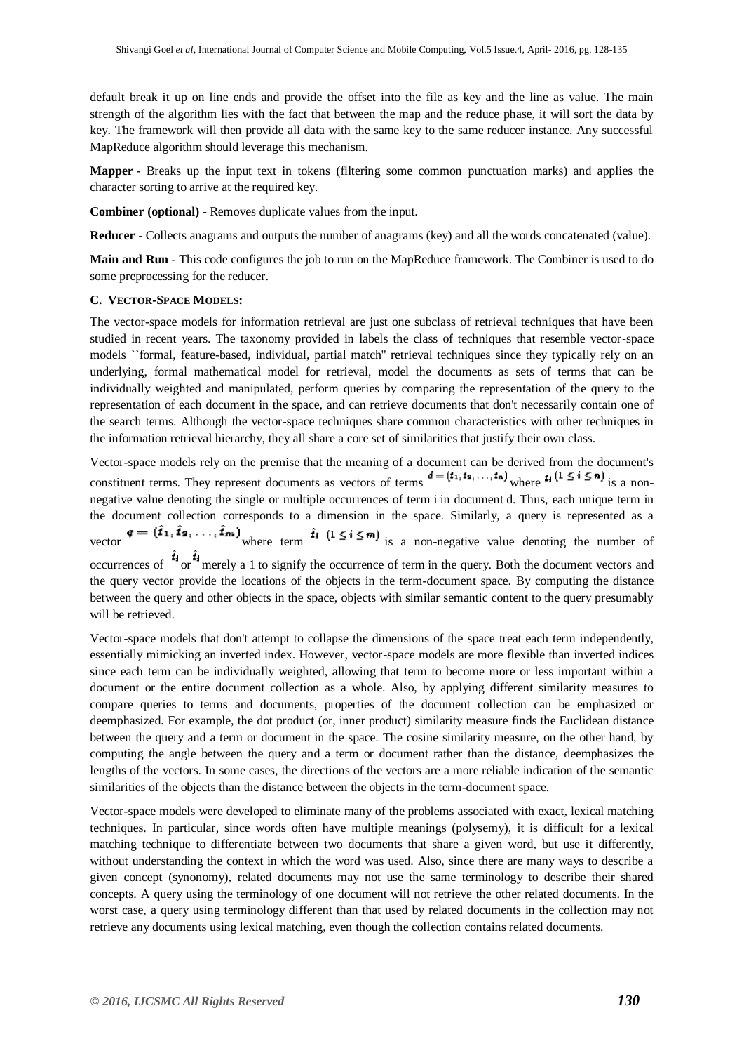default break it up on line ends and provide the offset into the file as key and the line as value. The main strength of the algorithm lies with the fact that between the map and the reduce phase, it will sort the data by key. The framework will then provide all data with the same key to the same reducer instance. Any successful MapReduce algorithm should leverage this mechanism.

**Mapper** - Breaks up the input text in tokens (filtering some common punctuation marks) and applies the character sorting to arrive at the required key.

**Combiner (optional)** - Removes duplicate values from the input.

**Reducer** - Collects anagrams and outputs the number of anagrams (key) and all the words concatenated (value).

**Main and Run** - This code configures the job to run on the MapReduce framework. The Combiner is used to do some preprocessing for the reducer.

### C. Vector-Space Models:

The vector-space models for information retrieval are just one subclass of retrieval techniques that have been studied in recent years. The taxonomy provided in labels the class of techniques that resemble vector-space models ``formal, feature-based, individual, partial match'' retrieval techniques since they typically rely on an underlying, formal mathematical model for retrieval, model the documents as sets of terms that can be individually weighted and manipulated, perform queries by comparing the representation of the query to the representation of each document in the space, and can retrieve documents that don't necessarily contain one of the search terms. Although the vector-space techniques share common characteristics with other techniques in the information retrieval hierarchy, they all share a core set of similarities that justify their own class.

Vector-space models rely on the premise that the meaning of a document can be derived from the document's constituent terms. They represent documents as vectors of terms $d = (t_1, t_2, \ldots, t_n)$ where $t_i \ (1 \le i \le n)$ is a non-negative value denoting the single or multiple occurrences of term i in document d. Thus, each unique term in the document collection corresponds to a dimension in the space. Similarly, a query is represented as a vector $q = (\hat{t}_1, \hat{t}_2, \ldots, \hat{t}_m)$ where term $\hat{t}_i \ (1 \le i \le m)$ is a non-negative value denoting the number of occurrences of $\hat{t}_i$ or $\hat{t}_i$ merely a 1 to signify the occurrence of term in the query. Both the document vectors and the query vector provide the locations of the objects in the term-document space. By computing the distance between the query and other objects in the space, objects with similar semantic content to the query presumably will be retrieved.

Vector-space models that don't attempt to collapse the dimensions of the space treat each term independently, essentially mimicking an inverted index. However, vector-space models are more flexible than inverted indices since each term can be individually weighted, allowing that term to become more or less important within a document or the entire document collection as a whole. Also, by applying different similarity measures to compare queries to terms and documents, properties of the document collection can be emphasized or deemphasized. For example, the dot product (or, inner product) similarity measure finds the Euclidean distance between the query and a term or document in the space. The cosine similarity measure, on the other hand, by computing the angle between the query and a term or document rather than the distance, deemphasizes the lengths of the vectors. In some cases, the directions of the vectors are a more reliable indication of the semantic similarities of the objects than the distance between the objects in the term-document space.

Vector-space models were developed to eliminate many of the problems associated with exact, lexical matching techniques. In particular, since words often have multiple meanings (polysemy), it is difficult for a lexical matching technique to differentiate between two documents that share a given word, but use it differently, without understanding the context in which the word was used. Also, since there are many ways to describe a given concept (synonomy), related documents may not use the same terminology to describe their shared concepts. A query using the terminology of one document will not retrieve the other related documents. In the worst case, a query using terminology different than that used by related documents in the collection may not retrieve any documents using lexical matching, even though the collection contains related documents.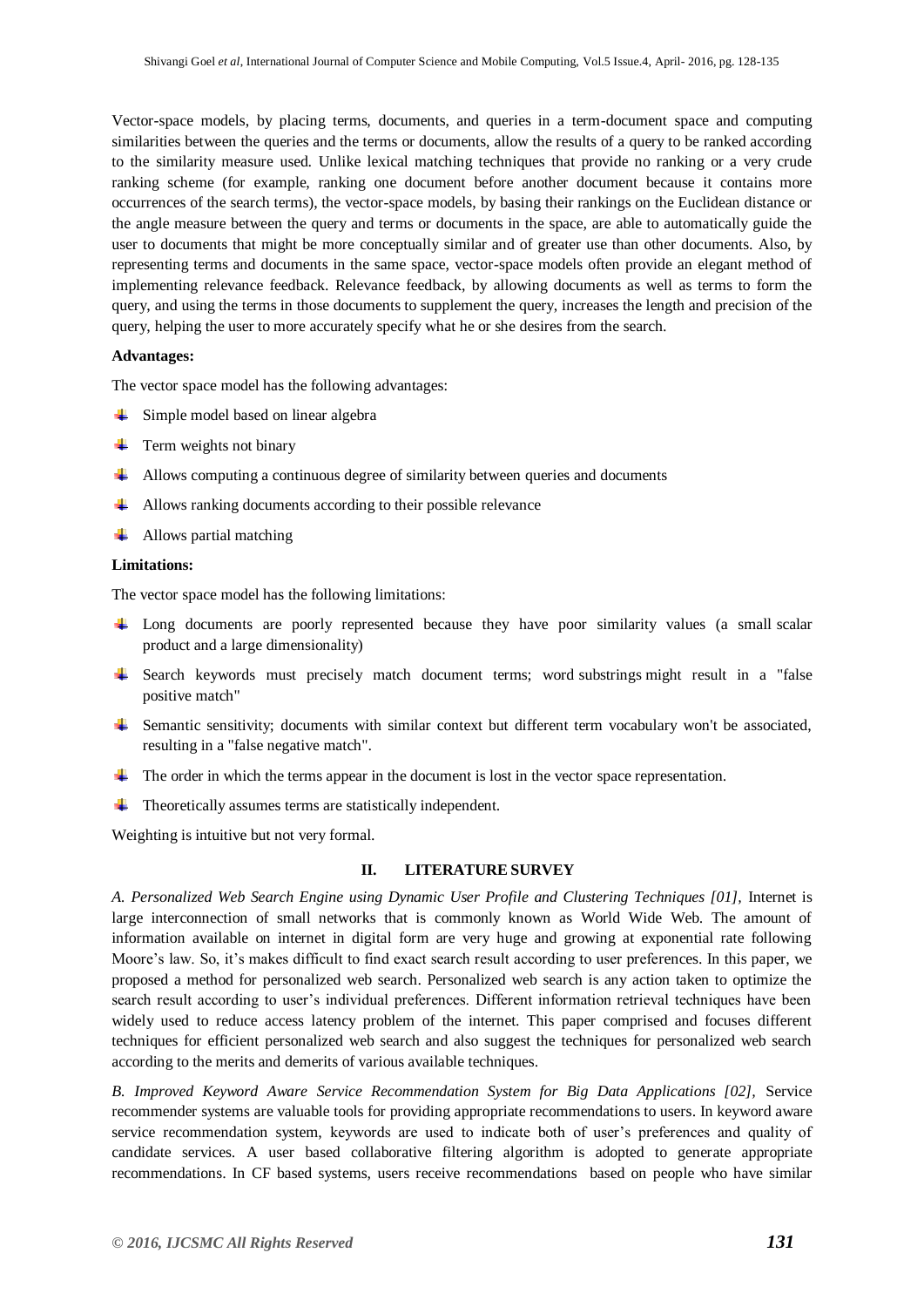Vector-space models, by placing terms, documents, and queries in a term-document space and computing similarities between the queries and the terms or documents, allow the results of a query to be ranked according to the similarity measure used. Unlike lexical matching techniques that provide no ranking or a very crude ranking scheme (for example, ranking one document before another document because it contains more occurrences of the search terms), the vector-space models, by basing their rankings on the Euclidean distance or the angle measure between the query and terms or documents in the space, are able to automatically guide the user to documents that might be more conceptually similar and of greater use than other documents. Also, by representing terms and documents in the same space, vector-space models often provide an elegant method of implementing relevance feedback. Relevance feedback, by allowing documents as well as terms to form the query, and using the terms in those documents to supplement the query, increases the length and precision of the query, helping the user to more accurately specify what he or she desires from the search.

**Advantages:**

The vector space model has the following advantages:

- Simple model based on linear algebra
- Term weights not binary
- Allows computing a continuous degree of similarity between queries and documents
- Allows ranking documents according to their possible relevance
- Allows partial matching

**Limitations:**

The vector space model has the following limitations:

- Long documents are poorly represented because they have poor similarity values (a small scalar product and a large dimensionality)
- Search keywords must precisely match document terms; word substrings might result in a "false positive match"
- Semantic sensitivity; documents with similar context but different term vocabulary won't be associated, resulting in a "false negative match".
- The order in which the terms appear in the document is lost in the vector space representation.
- Theoretically assumes terms are statistically independent.

Weighting is intuitive but not very formal.

## II. LITERATURE SURVEY

*A. Personalized Web Search Engine using Dynamic User Profile and Clustering Techniques [01],* Internet is large interconnection of small networks that is commonly known as World Wide Web. The amount of information available on internet in digital form are very huge and growing at exponential rate following Moore's law. So, it's makes difficult to find exact search result according to user preferences. In this paper, we proposed a method for personalized web search. Personalized web search is any action taken to optimize the search result according to user's individual preferences. Different information retrieval techniques have been widely used to reduce access latency problem of the internet. This paper comprised and focuses different techniques for efficient personalized web search and also suggest the techniques for personalized web search according to the merits and demerits of various available techniques.

*B. Improved Keyword Aware Service Recommendation System for Big Data Applications [02],* Service recommender systems are valuable tools for providing appropriate recommendations to users. In keyword aware service recommendation system, keywords are used to indicate both of user's preferences and quality of candidate services. A user based collaborative filtering algorithm is adopted to generate appropriate recommendations. In CF based systems, users receive recommendations based on people who have similar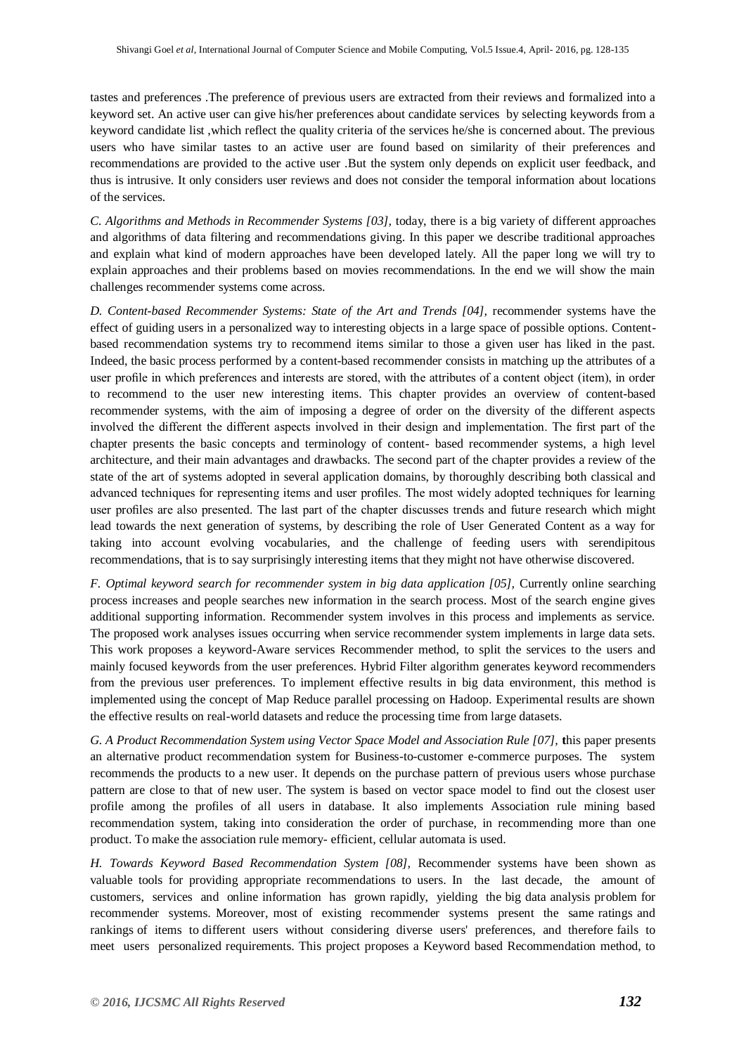tastes and preferences .The preference of previous users are extracted from their reviews and formalized into a keyword set. An active user can give his/her preferences about candidate services by selecting keywords from a keyword candidate list ,which reflect the quality criteria of the services he/she is concerned about. The previous users who have similar tastes to an active user are found based on similarity of their preferences and recommendations are provided to the active user .But the system only depends on explicit user feedback, and thus is intrusive. It only considers user reviews and does not consider the temporal information about locations of the services.

*C. Algorithms and Methods in Recommender Systems [03],* today, there is a big variety of different approaches and algorithms of data filtering and recommendations giving. In this paper we describe traditional approaches and explain what kind of modern approaches have been developed lately. All the paper long we will try to explain approaches and their problems based on movies recommendations. In the end we will show the main challenges recommender systems come across.

*D. Content-based Recommender Systems: State of the Art and Trends [04],* recommender systems have the effect of guiding users in a personalized way to interesting objects in a large space of possible options. Content-based recommendation systems try to recommend items similar to those a given user has liked in the past. Indeed, the basic process performed by a content-based recommender consists in matching up the attributes of a user profile in which preferences and interests are stored, with the attributes of a content object (item), in order to recommend to the user new interesting items. This chapter provides an overview of content-based recommender systems, with the aim of imposing a degree of order on the diversity of the different aspects involved the different the different aspects involved in their design and implementation. The first part of the chapter presents the basic concepts and terminology of content- based recommender systems, a high level architecture, and their main advantages and drawbacks. The second part of the chapter provides a review of the state of the art of systems adopted in several application domains, by thoroughly describing both classical and advanced techniques for representing items and user profiles. The most widely adopted techniques for learning user profiles are also presented. The last part of the chapter discusses trends and future research which might lead towards the next generation of systems, by describing the role of User Generated Content as a way for taking into account evolving vocabularies, and the challenge of feeding users with serendipitous recommendations, that is to say surprisingly interesting items that they might not have otherwise discovered.

*F. Optimal keyword search for recommender system in big data application [05],* Currently online searching process increases and people searches new information in the search process. Most of the search engine gives additional supporting information. Recommender system involves in this process and implements as service. The proposed work analyses issues occurring when service recommender system implements in large data sets. This work proposes a keyword-Aware services Recommender method, to split the services to the users and mainly focused keywords from the user preferences. Hybrid Filter algorithm generates keyword recommenders from the previous user preferences. To implement effective results in big data environment, this method is implemented using the concept of Map Reduce parallel processing on Hadoop. Experimental results are shown the effective results on real-world datasets and reduce the processing time from large datasets.

*G. A Product Recommendation System using Vector Space Model and Association Rule [07],* this paper presents an alternative product recommendation system for Business-to-customer e-commerce purposes. The system recommends the products to a new user. It depends on the purchase pattern of previous users whose purchase pattern are close to that of new user. The system is based on vector space model to find out the closest user profile among the profiles of all users in database. It also implements Association rule mining based recommendation system, taking into consideration the order of purchase, in recommending more than one product. To make the association rule memory- efficient, cellular automata is used.

*H. Towards Keyword Based Recommendation System [08],* Recommender systems have been shown as valuable tools for providing appropriate recommendations to users. In the last decade, the amount of customers, services and online information has grown rapidly, yielding the big data analysis problem for recommender systems. Moreover, most of existing recommender systems present the same ratings and rankings of items to different users without considering diverse users' preferences, and therefore fails to meet users personalized requirements. This project proposes a Keyword based Recommendation method, to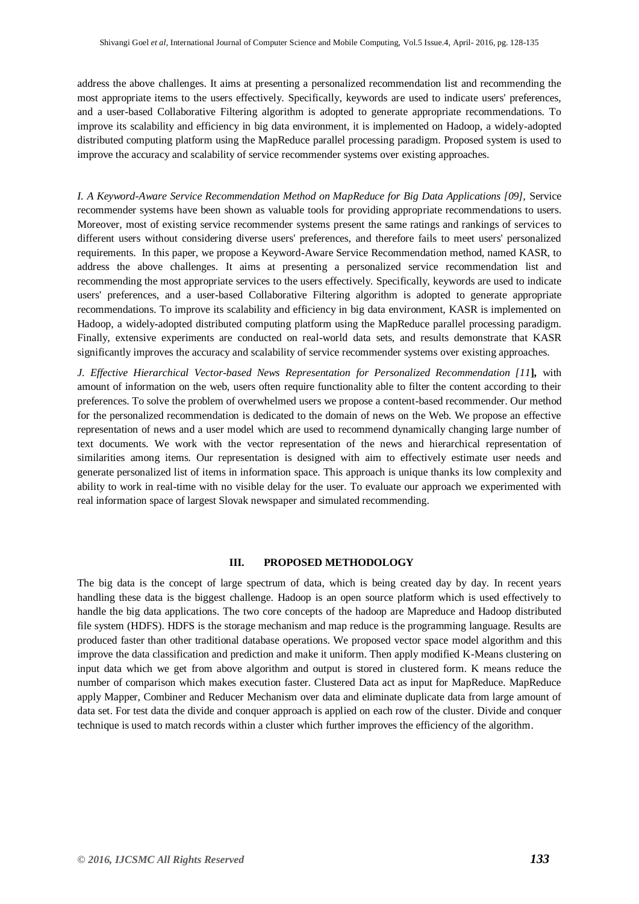address the above challenges. It aims at presenting a personalized recommendation list and recommending the most appropriate items to the users effectively. Specifically, keywords are used to indicate users' preferences, and a user-based Collaborative Filtering algorithm is adopted to generate appropriate recommendations. To improve its scalability and efficiency in big data environment, it is implemented on Hadoop, a widely-adopted distributed computing platform using the MapReduce parallel processing paradigm. Proposed system is used to improve the accuracy and scalability of service recommender systems over existing approaches.

*I. A Keyword-Aware Service Recommendation Method on MapReduce for Big Data Applications [09],* Service recommender systems have been shown as valuable tools for providing appropriate recommendations to users. Moreover, most of existing service recommender systems present the same ratings and rankings of services to different users without considering diverse users' preferences, and therefore fails to meet users' personalized requirements. In this paper, we propose a Keyword-Aware Service Recommendation method, named KASR, to address the above challenges. It aims at presenting a personalized service recommendation list and recommending the most appropriate services to the users effectively. Specifically, keywords are used to indicate users' preferences, and a user-based Collaborative Filtering algorithm is adopted to generate appropriate recommendations. To improve its scalability and efficiency in big data environment, KASR is implemented on Hadoop, a widely-adopted distributed computing platform using the MapReduce parallel processing paradigm. Finally, extensive experiments are conducted on real-world data sets, and results demonstrate that KASR significantly improves the accuracy and scalability of service recommender systems over existing approaches.

*J. Effective Hierarchical Vector-based News Representation for Personalized Recommendation [11*], with amount of information on the web, users often require functionality able to filter the content according to their preferences. To solve the problem of overwhelmed users we propose a content-based recommender. Our method for the personalized recommendation is dedicated to the domain of news on the Web. We propose an effective representation of news and a user model which are used to recommend dynamically changing large number of text documents. We work with the vector representation of the news and hierarchical representation of similarities among items. Our representation is designed with aim to effectively estimate user needs and generate personalized list of items in information space. This approach is unique thanks its low complexity and ability to work in real-time with no visible delay for the user. To evaluate our approach we experimented with real information space of largest Slovak newspaper and simulated recommending.

## III. PROPOSED METHODOLOGY

The big data is the concept of large spectrum of data, which is being created day by day. In recent years handling these data is the biggest challenge. Hadoop is an open source platform which is used effectively to handle the big data applications. The two core concepts of the hadoop are Mapreduce and Hadoop distributed file system (HDFS). HDFS is the storage mechanism and map reduce is the programming language. Results are produced faster than other traditional database operations. We proposed vector space model algorithm and this improve the data classification and prediction and make it uniform. Then apply modified K-Means clustering on input data which we get from above algorithm and output is stored in clustered form. K means reduce the number of comparison which makes execution faster. Clustered Data act as input for MapReduce. MapReduce apply Mapper, Combiner and Reducer Mechanism over data and eliminate duplicate data from large amount of data set. For test data the divide and conquer approach is applied on each row of the cluster. Divide and conquer technique is used to match records within a cluster which further improves the efficiency of the algorithm.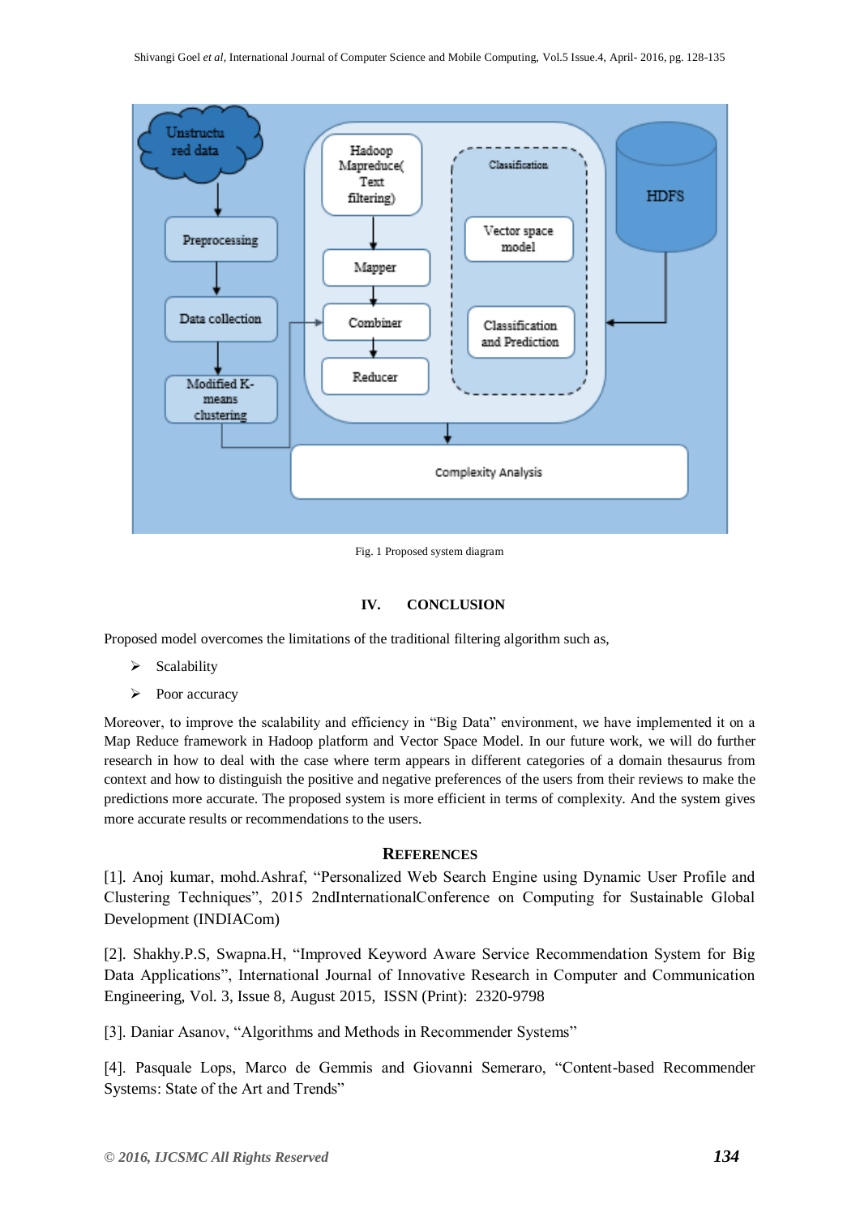Fig. 1 Proposed system diagram

## IV. CONCLUSION

Proposed model overcomes the limitations of the traditional filtering algorithm such as,

- Scalability
- Poor accuracy

Moreover, to improve the scalability and efficiency in "Big Data" environment, we have implemented it on a Map Reduce framework in Hadoop platform and Vector Space Model. In our future work, we will do further research in how to deal with the case where term appears in different categories of a domain thesaurus from context and how to distinguish the positive and negative preferences of the users from their reviews to make the predictions more accurate. The proposed system is more efficient in terms of complexity. And the system gives more accurate results or recommendations to the users.

## REFERENCES

[1]. Anoj kumar, mohd.Ashraf, "Personalized Web Search Engine using Dynamic User Profile and Clustering Techniques", 2015 2ndInternationalConference on Computing for Sustainable Global Development (INDIACom)

[2]. Shakhy.P.S, Swapna.H, "Improved Keyword Aware Service Recommendation System for Big Data Applications", International Journal of Innovative Research in Computer and Communication Engineering, Vol. 3, Issue 8, August 2015, ISSN (Print): 2320-9798

[3]. Daniar Asanov, "Algorithms and Methods in Recommender Systems"

[4]. Pasquale Lops, Marco de Gemmis and Giovanni Semeraro, "Content-based Recommender Systems: State of the Art and Trends"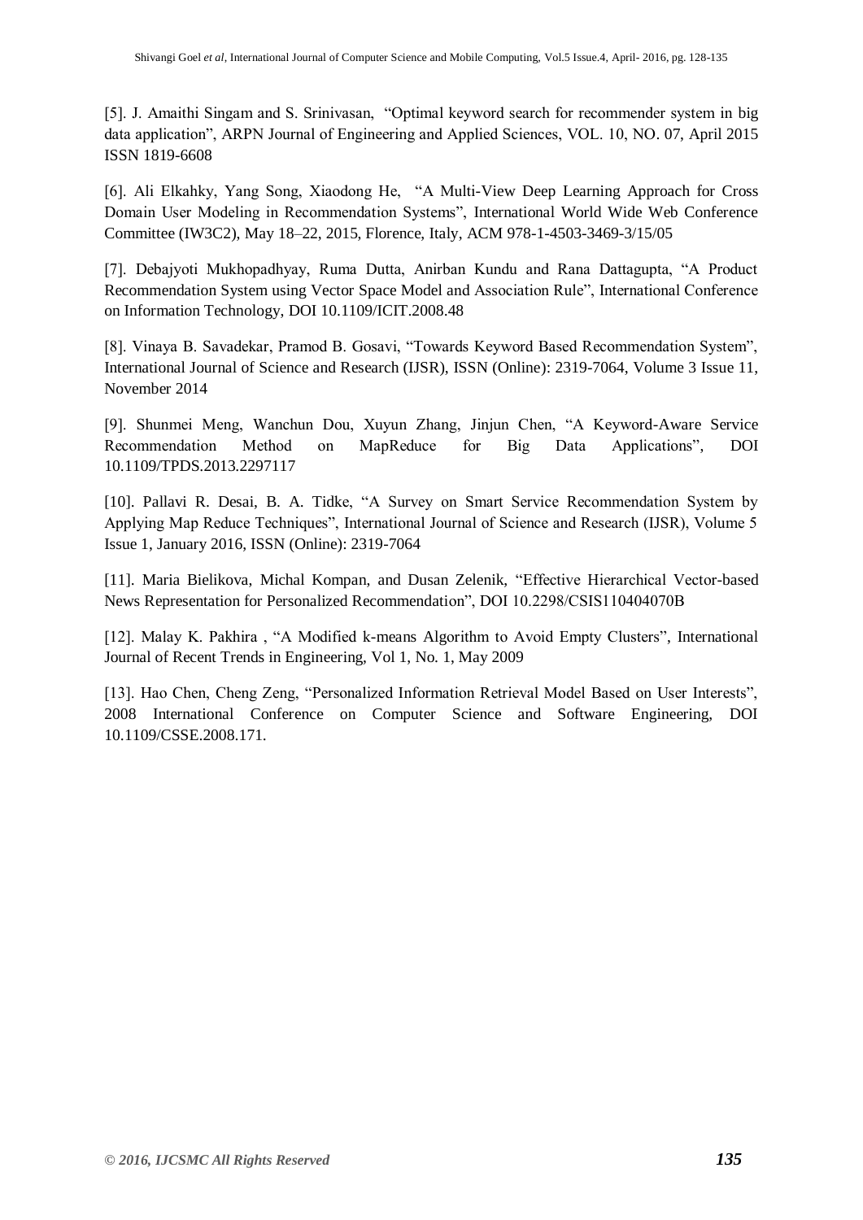[5]. J. Amaithi Singam and S. Srinivasan, "Optimal keyword search for recommender system in big data application", ARPN Journal of Engineering and Applied Sciences, VOL. 10, NO. 07, April 2015 ISSN 1819-6608

[6]. Ali Elkahky, Yang Song, Xiaodong He, "A Multi-View Deep Learning Approach for Cross Domain User Modeling in Recommendation Systems", International World Wide Web Conference Committee (IW3C2), May 18–22, 2015, Florence, Italy, ACM 978-1-4503-3469-3/15/05

[7]. Debajyoti Mukhopadhyay, Ruma Dutta, Anirban Kundu and Rana Dattagupta, "A Product Recommendation System using Vector Space Model and Association Rule", International Conference on Information Technology, DOI 10.1109/ICIT.2008.48

[8]. Vinaya B. Savadekar, Pramod B. Gosavi, "Towards Keyword Based Recommendation System", International Journal of Science and Research (IJSR), ISSN (Online): 2319-7064, Volume 3 Issue 11, November 2014

[9]. Shunmei Meng, Wanchun Dou, Xuyun Zhang, Jinjun Chen, "A Keyword-Aware Service Recommendation Method on MapReduce for Big Data Applications", DOI 10.1109/TPDS.2013.2297117

[10]. Pallavi R. Desai, B. A. Tidke, "A Survey on Smart Service Recommendation System by Applying Map Reduce Techniques", International Journal of Science and Research (IJSR), Volume 5 Issue 1, January 2016, ISSN (Online): 2319-7064

[11]. Maria Bielikova, Michal Kompan, and Dusan Zelenik, "Effective Hierarchical Vector-based News Representation for Personalized Recommendation", DOI 10.2298/CSIS110404070B

[12]. Malay K. Pakhira , "A Modified k-means Algorithm to Avoid Empty Clusters", International Journal of Recent Trends in Engineering, Vol 1, No. 1, May 2009

[13]. Hao Chen, Cheng Zeng, "Personalized Information Retrieval Model Based on User Interests", 2008 International Conference on Computer Science and Software Engineering, DOI 10.1109/CSSE.2008.171.